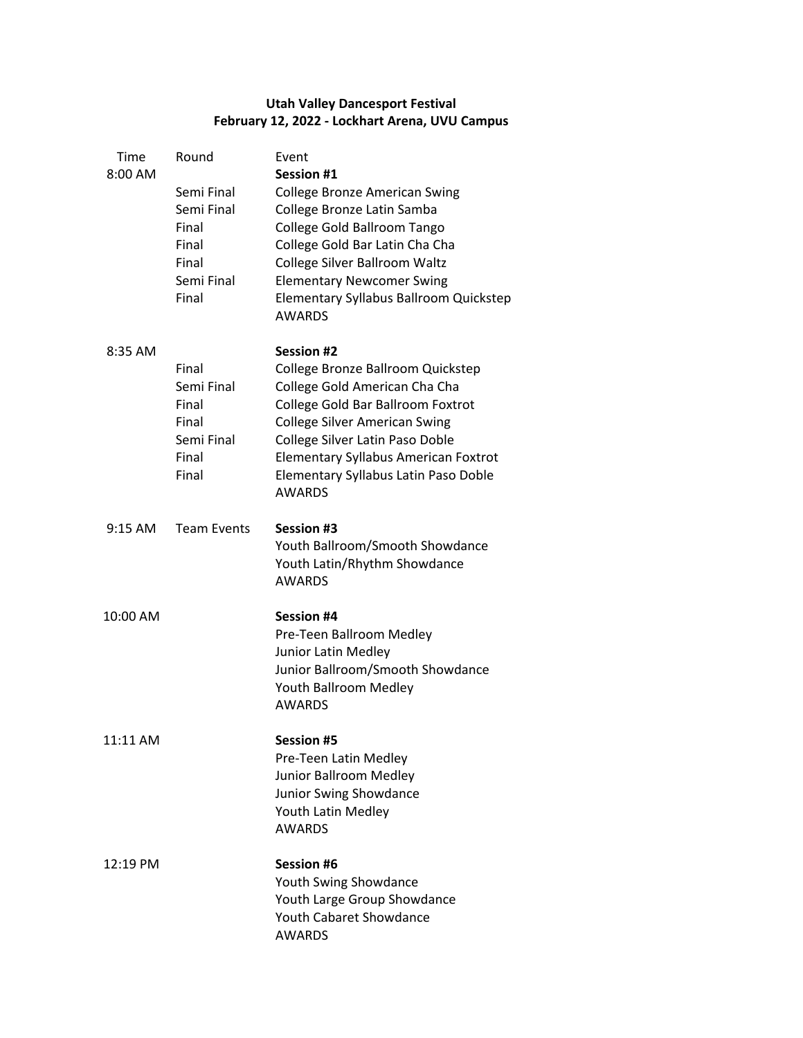**Utah Valley Dancesport Festival**
**February 12, 2022 - Lockhart Arena, UVU Campus**

| Time | Round | Event |
|---|---|---|
| 8:00 AM | | **Session #1** |
| | Semi Final | College Bronze American Swing |
| | Semi Final | College Bronze Latin Samba |
| | Final | College Gold Ballroom Tango |
| | Final | College Gold Bar Latin Cha Cha |
| | Final | College Silver Ballroom Waltz |
| | Semi Final | Elementary Newcomer Swing |
| | Final | Elementary Syllabus Ballroom Quickstep |
| | | AWARDS |
| 8:35 AM | | **Session #2** |
| | Final | College Bronze Ballroom Quickstep |
| | Semi Final | College Gold American Cha Cha |
| | Final | College Gold Bar Ballroom Foxtrot |
| | Final | College Silver American Swing |
| | Semi Final | College Silver Latin Paso Doble |
| | Final | Elementary Syllabus American Foxtrot |
| | Final | Elementary Syllabus Latin Paso Doble |
| | | AWARDS |
| 9:15 AM | Team Events | **Session #3** |
| | | Youth Ballroom/Smooth Showdance |
| | | Youth Latin/Rhythm Showdance |
| | | AWARDS |
| 10:00 AM | | **Session #4** |
| | | Pre-Teen Ballroom Medley |
| | | Junior Latin Medley |
| | | Junior Ballroom/Smooth Showdance |
| | | Youth Ballroom Medley |
| | | AWARDS |
| 11:11 AM | | **Session #5** |
| | | Pre-Teen Latin Medley |
| | | Junior Ballroom Medley |
| | | Junior Swing Showdance |
| | | Youth Latin Medley |
| | | AWARDS |
| 12:19 PM | | **Session #6** |
| | | Youth Swing Showdance |
| | | Youth Large Group Showdance |
| | | Youth Cabaret Showdance |
| | | AWARDS |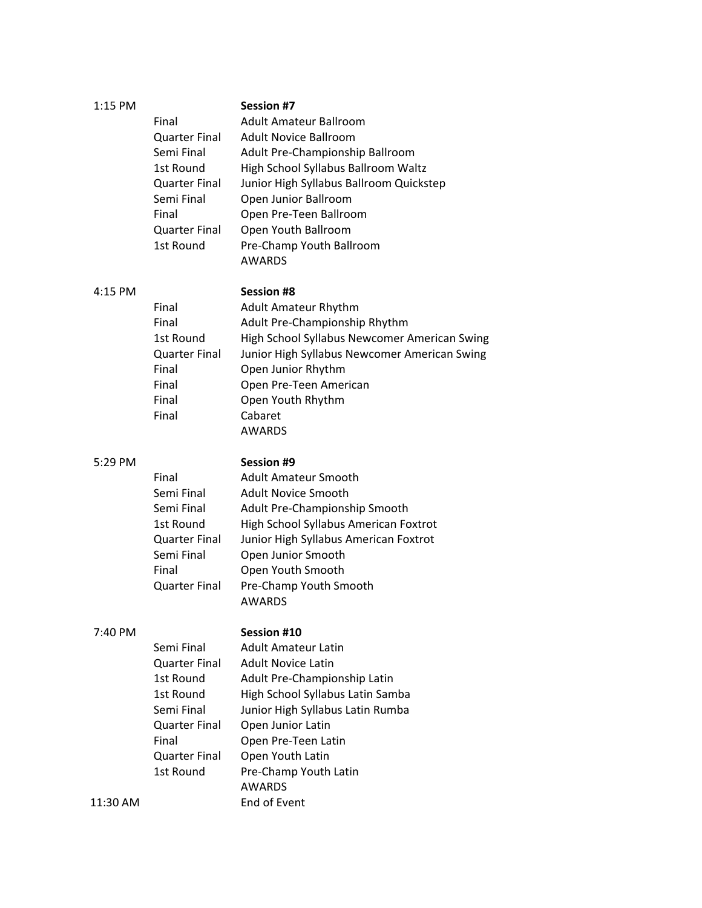| | | |
|---|---|---|
| 1:15 PM | | **Session #7** |
| | Final | Adult Amateur Ballroom |
| | Quarter Final | Adult Novice Ballroom |
| | Semi Final | Adult Pre-Championship Ballroom |
| | 1st Round | High School Syllabus Ballroom Waltz |
| | Quarter Final | Junior High Syllabus Ballroom Quickstep |
| | Semi Final | Open Junior Ballroom |
| | Final | Open Pre-Teen Ballroom |
| | Quarter Final | Open Youth Ballroom |
| | 1st Round | Pre-Champ Youth Ballroom |
| | | AWARDS |
| 4:15 PM | | **Session #8** |
| | Final | Adult Amateur Rhythm |
| | Final | Adult Pre-Championship Rhythm |
| | 1st Round | High School Syllabus Newcomer American Swing |
| | Quarter Final | Junior High Syllabus Newcomer American Swing |
| | Final | Open Junior Rhythm |
| | Final | Open Pre-Teen American |
| | Final | Open Youth Rhythm |
| | Final | Cabaret |
| | | AWARDS |
| 5:29 PM | | **Session #9** |
| | Final | Adult Amateur Smooth |
| | Semi Final | Adult Novice Smooth |
| | Semi Final | Adult Pre-Championship Smooth |
| | 1st Round | High School Syllabus American Foxtrot |
| | Quarter Final | Junior High Syllabus American Foxtrot |
| | Semi Final | Open Junior Smooth |
| | Final | Open Youth Smooth |
| | Quarter Final | Pre-Champ Youth Smooth |
| | | AWARDS |
| 7:40 PM | | **Session #10** |
| | Semi Final | Adult Amateur Latin |
| | Quarter Final | Adult Novice Latin |
| | 1st Round | Adult Pre-Championship Latin |
| | 1st Round | High School Syllabus Latin Samba |
| | Semi Final | Junior High Syllabus Latin Rumba |
| | Quarter Final | Open Junior Latin |
| | Final | Open Pre-Teen Latin |
| | Quarter Final | Open Youth Latin |
| | 1st Round | Pre-Champ Youth Latin |
| | | AWARDS |
| 11:30 AM | | End of Event |